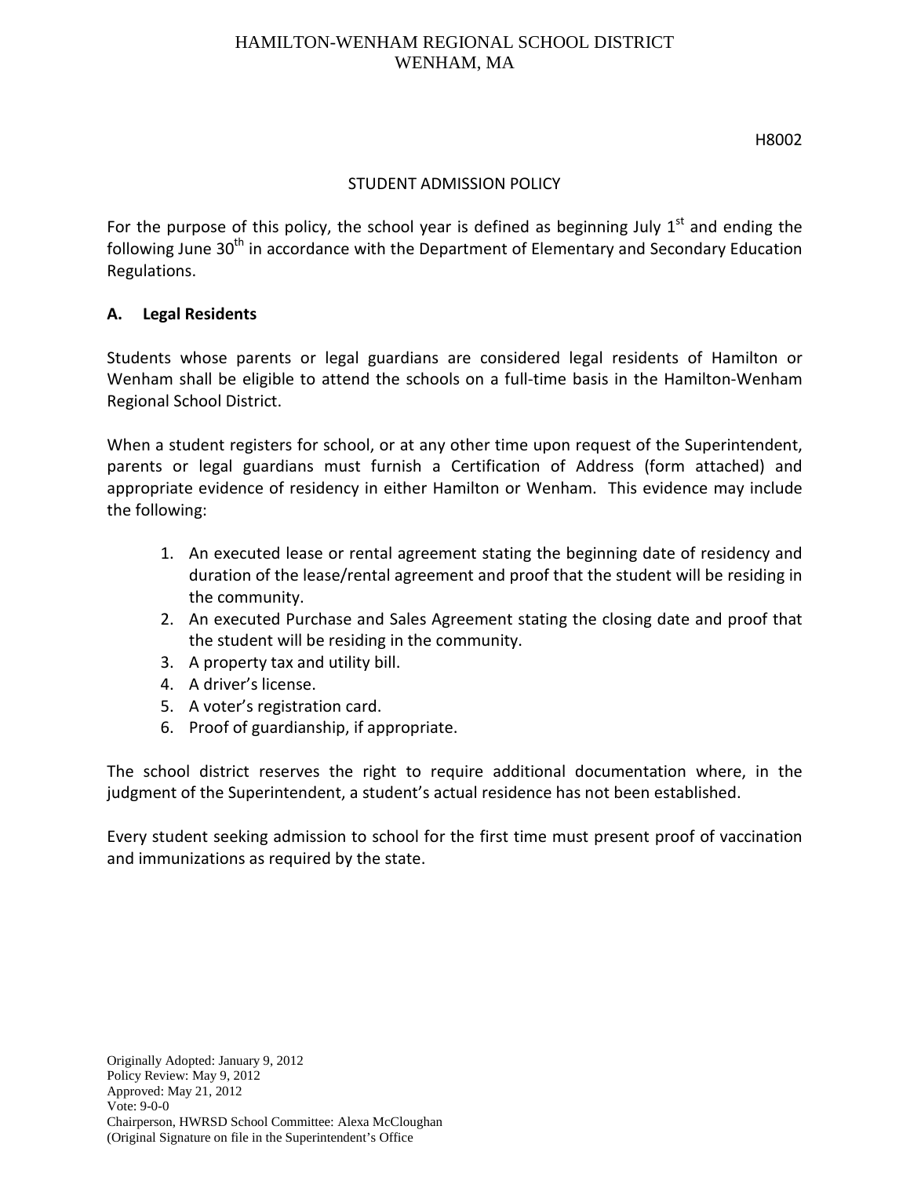HAMILTON-WENHAM REGIONAL SCHOOL DISTRICT
WENHAM, MA

H8002

# STUDENT ADMISSION POLICY

For the purpose of this policy, the school year is defined as beginning July 1st and ending the following June 30th in accordance with the Department of Elementary and Secondary Education Regulations.

## A. Legal Residents

Students whose parents or legal guardians are considered legal residents of Hamilton or Wenham shall be eligible to attend the schools on a full-time basis in the Hamilton-Wenham Regional School District.

When a student registers for school, or at any other time upon request of the Superintendent, parents or legal guardians must furnish a Certification of Address (form attached) and appropriate evidence of residency in either Hamilton or Wenham. This evidence may include the following:

1. An executed lease or rental agreement stating the beginning date of residency and duration of the lease/rental agreement and proof that the student will be residing in the community.
2. An executed Purchase and Sales Agreement stating the closing date and proof that the student will be residing in the community.
3. A property tax and utility bill.
4. A driver's license.
5. A voter's registration card.
6. Proof of guardianship, if appropriate.

The school district reserves the right to require additional documentation where, in the judgment of the Superintendent, a student's actual residence has not been established.

Every student seeking admission to school for the first time must present proof of vaccination and immunizations as required by the state.

Originally Adopted: January 9, 2012
Policy Review: May 9, 2012
Approved: May 21, 2012
Vote: 9-0-0
Chairperson, HWRSD School Committee: Alexa McCloughan
(Original Signature on file in the Superintendent's Office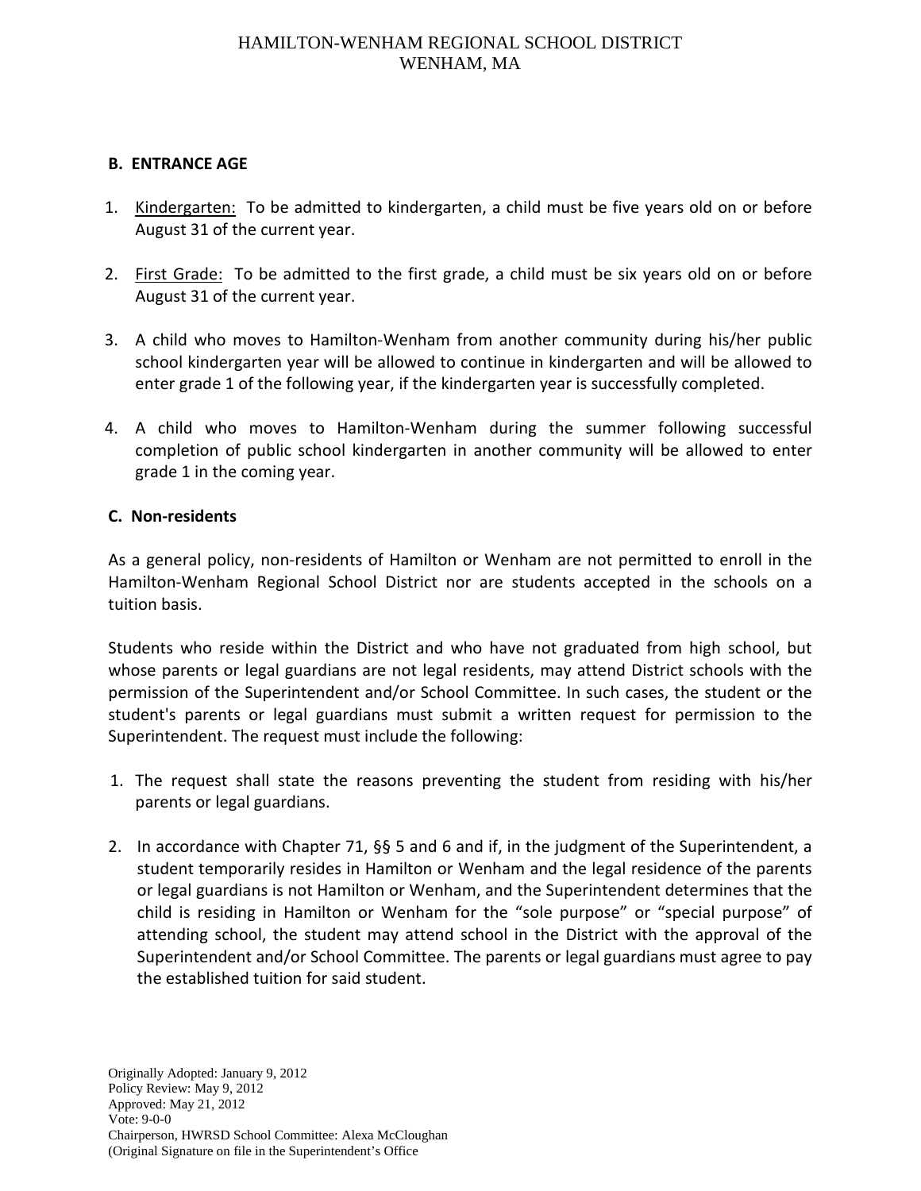### B. ENTRANCE AGE

1. Kindergarten: To be admitted to kindergarten, a child must be five years old on or before August 31 of the current year.

2. First Grade: To be admitted to the first grade, a child must be six years old on or before August 31 of the current year.

3. A child who moves to Hamilton-Wenham from another community during his/her public school kindergarten year will be allowed to continue in kindergarten and will be allowed to enter grade 1 of the following year, if the kindergarten year is successfully completed.

4. A child who moves to Hamilton-Wenham during the summer following successful completion of public school kindergarten in another community will be allowed to enter grade 1 in the coming year.

### C. Non-residents

As a general policy, non-residents of Hamilton or Wenham are not permitted to enroll in the Hamilton-Wenham Regional School District nor are students accepted in the schools on a tuition basis.

Students who reside within the District and who have not graduated from high school, but whose parents or legal guardians are not legal residents, may attend District schools with the permission of the Superintendent and/or School Committee. In such cases, the student or the student's parents or legal guardians must submit a written request for permission to the Superintendent. The request must include the following:

1. The request shall state the reasons preventing the student from residing with his/her parents or legal guardians.

2. In accordance with Chapter 71, §§ 5 and 6 and if, in the judgment of the Superintendent, a student temporarily resides in Hamilton or Wenham and the legal residence of the parents or legal guardians is not Hamilton or Wenham, and the Superintendent determines that the child is residing in Hamilton or Wenham for the "sole purpose" or "special purpose" of attending school, the student may attend school in the District with the approval of the Superintendent and/or School Committee. The parents or legal guardians must agree to pay the established tuition for said student.

Originally Adopted: January 9, 2012
Policy Review: May 9, 2012
Approved: May 21, 2012
Vote: 9-0-0
Chairperson, HWRSD School Committee: Alexa McCloughan
(Original Signature on file in the Superintendent's Office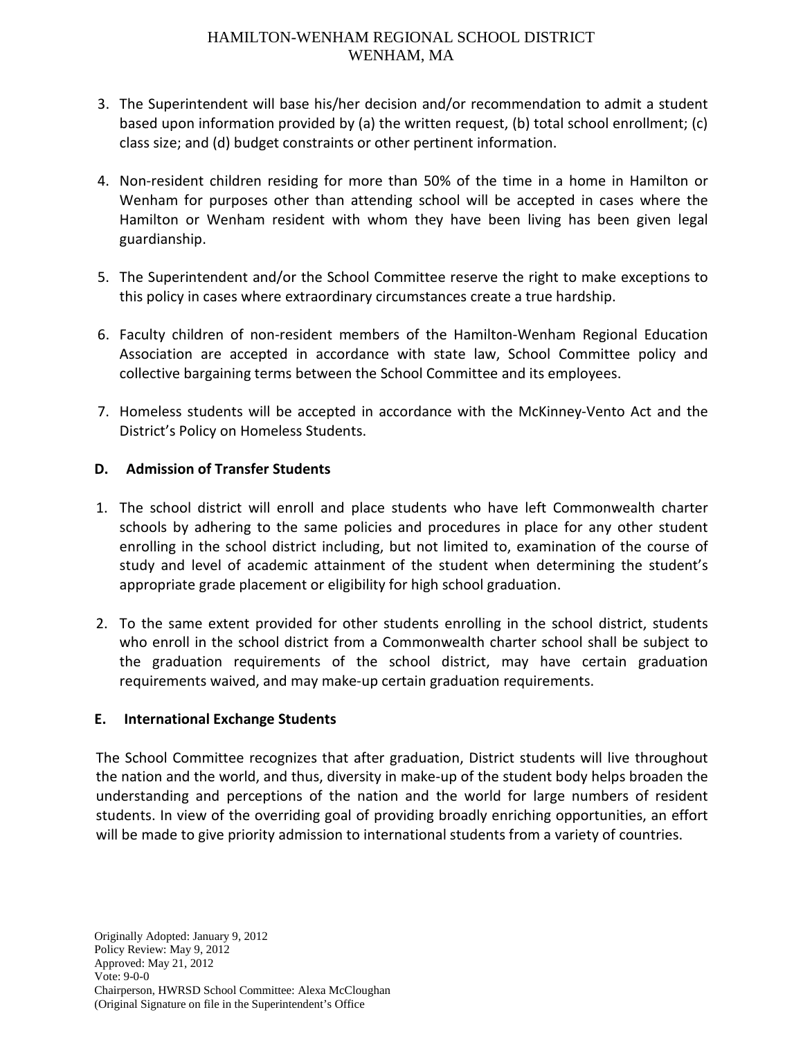3. The Superintendent will base his/her decision and/or recommendation to admit a student based upon information provided by (a) the written request, (b) total school enrollment; (c) class size; and (d) budget constraints or other pertinent information.

4. Non-resident children residing for more than 50% of the time in a home in Hamilton or Wenham for purposes other than attending school will be accepted in cases where the Hamilton or Wenham resident with whom they have been living has been given legal guardianship.

5. The Superintendent and/or the School Committee reserve the right to make exceptions to this policy in cases where extraordinary circumstances create a true hardship.

6. Faculty children of non-resident members of the Hamilton-Wenham Regional Education Association are accepted in accordance with state law, School Committee policy and collective bargaining terms between the School Committee and its employees.

7. Homeless students will be accepted in accordance with the McKinney-Vento Act and the District's Policy on Homeless Students.

**D. Admission of Transfer Students**

1. The school district will enroll and place students who have left Commonwealth charter schools by adhering to the same policies and procedures in place for any other student enrolling in the school district including, but not limited to, examination of the course of study and level of academic attainment of the student when determining the student's appropriate grade placement or eligibility for high school graduation.

2. To the same extent provided for other students enrolling in the school district, students who enroll in the school district from a Commonwealth charter school shall be subject to the graduation requirements of the school district, may have certain graduation requirements waived, and may make-up certain graduation requirements.

**E. International Exchange Students**

The School Committee recognizes that after graduation, District students will live throughout the nation and the world, and thus, diversity in make-up of the student body helps broaden the understanding and perceptions of the nation and the world for large numbers of resident students. In view of the overriding goal of providing broadly enriching opportunities, an effort will be made to give priority admission to international students from a variety of countries.

Originally Adopted: January 9, 2012
Policy Review: May 9, 2012
Approved: May 21, 2012
Vote: 9-0-0
Chairperson, HWRSD School Committee: Alexa McCloughan
(Original Signature on file in the Superintendent's Office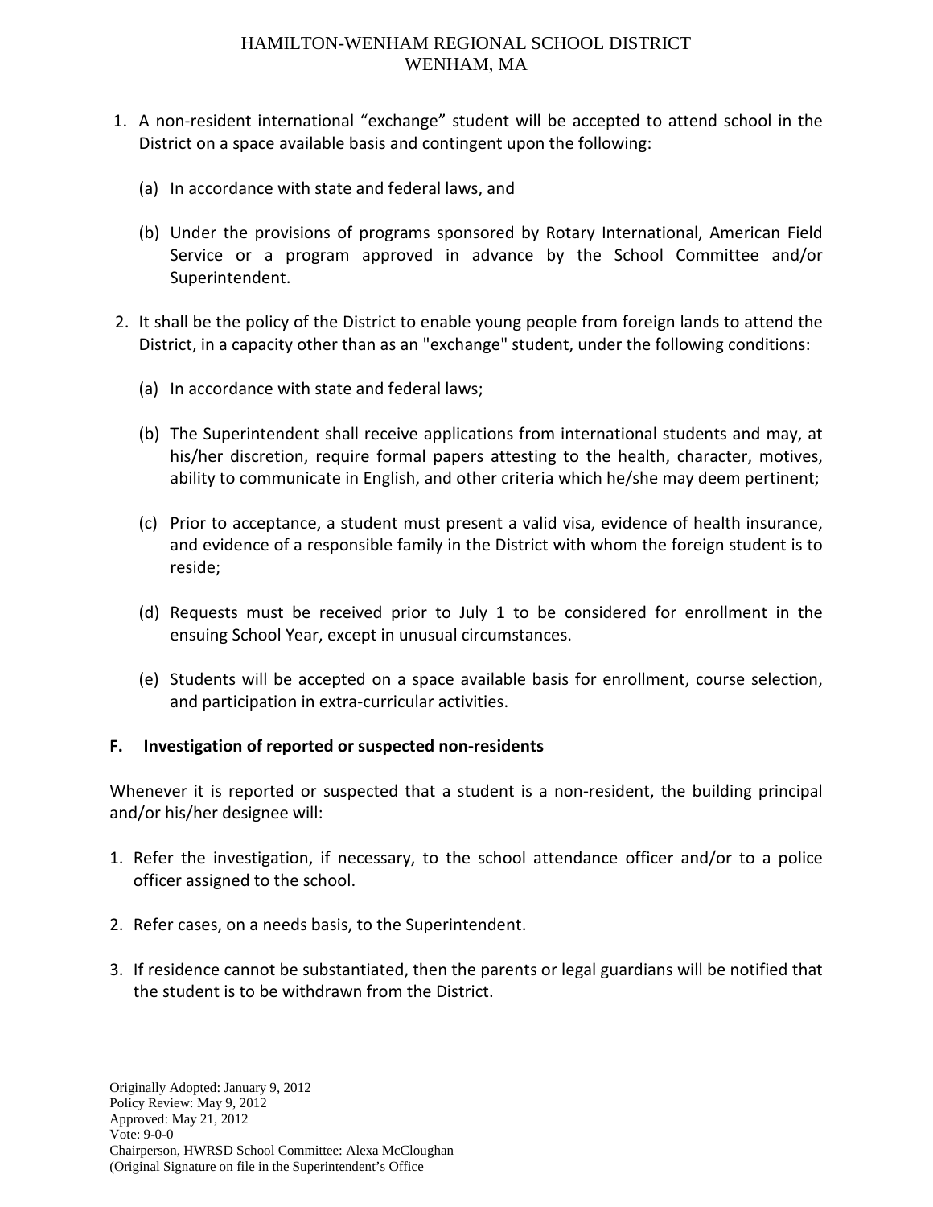1. A non-resident international "exchange" student will be accepted to attend school in the District on a space available basis and contingent upon the following:

   (a) In accordance with state and federal laws, and

   (b) Under the provisions of programs sponsored by Rotary International, American Field Service or a program approved in advance by the School Committee and/or Superintendent.

2. It shall be the policy of the District to enable young people from foreign lands to attend the District, in a capacity other than as an "exchange" student, under the following conditions:

   (a) In accordance with state and federal laws;

   (b) The Superintendent shall receive applications from international students and may, at his/her discretion, require formal papers attesting to the health, character, motives, ability to communicate in English, and other criteria which he/she may deem pertinent;

   (c) Prior to acceptance, a student must present a valid visa, evidence of health insurance, and evidence of a responsible family in the District with whom the foreign student is to reside;

   (d) Requests must be received prior to July 1 to be considered for enrollment in the ensuing School Year, except in unusual circumstances.

   (e) Students will be accepted on a space available basis for enrollment, course selection, and participation in extra-curricular activities.

**F. Investigation of reported or suspected non-residents**

Whenever it is reported or suspected that a student is a non-resident, the building principal and/or his/her designee will:

1. Refer the investigation, if necessary, to the school attendance officer and/or to a police officer assigned to the school.
2. Refer cases, on a needs basis, to the Superintendent.
3. If residence cannot be substantiated, then the parents or legal guardians will be notified that the student is to be withdrawn from the District.

Originally Adopted: January 9, 2012
Policy Review: May 9, 2012
Approved: May 21, 2012
Vote: 9-0-0
Chairperson, HWRSD School Committee: Alexa McCloughan
(Original Signature on file in the Superintendent's Office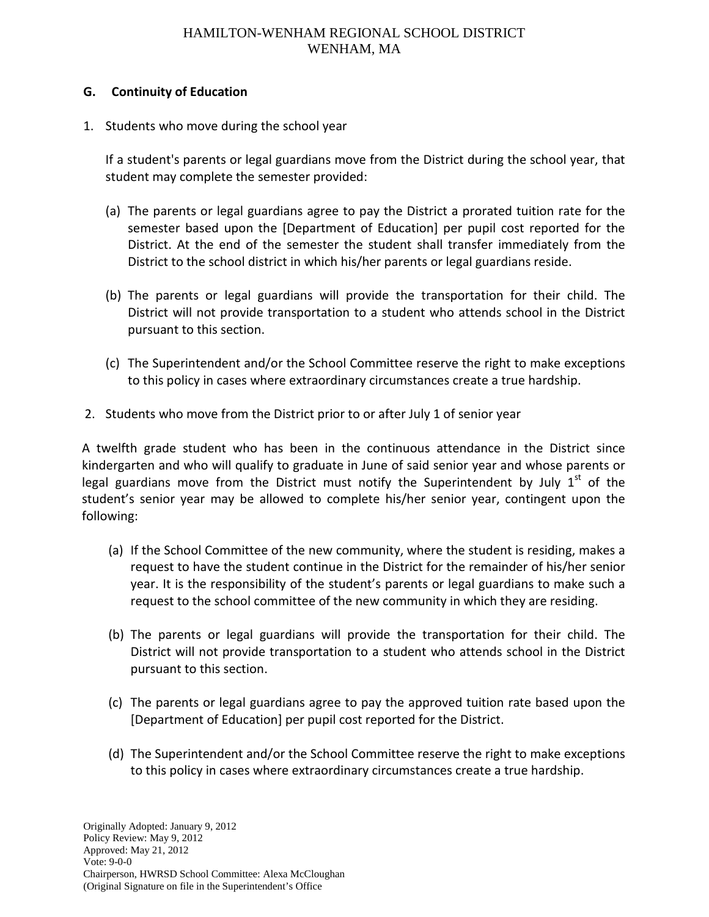### G. Continuity of Education

1. Students who move during the school year

   If a student's parents or legal guardians move from the District during the school year, that student may complete the semester provided:

   (a) The parents or legal guardians agree to pay the District a prorated tuition rate for the semester based upon the [Department of Education] per pupil cost reported for the District. At the end of the semester the student shall transfer immediately from the District to the school district in which his/her parents or legal guardians reside.

   (b) The parents or legal guardians will provide the transportation for their child. The District will not provide transportation to a student who attends school in the District pursuant to this section.

   (c) The Superintendent and/or the School Committee reserve the right to make exceptions to this policy in cases where extraordinary circumstances create a true hardship.

2. Students who move from the District prior to or after July 1 of senior year

A twelfth grade student who has been in the continuous attendance in the District since kindergarten and who will qualify to graduate in June of said senior year and whose parents or legal guardians move from the District must notify the Superintendent by July 1st of the student's senior year may be allowed to complete his/her senior year, contingent upon the following:

(a) If the School Committee of the new community, where the student is residing, makes a request to have the student continue in the District for the remainder of his/her senior year. It is the responsibility of the student's parents or legal guardians to make such a request to the school committee of the new community in which they are residing.

(b) The parents or legal guardians will provide the transportation for their child. The District will not provide transportation to a student who attends school in the District pursuant to this section.

(c) The parents or legal guardians agree to pay the approved tuition rate based upon the [Department of Education] per pupil cost reported for the District.

(d) The Superintendent and/or the School Committee reserve the right to make exceptions to this policy in cases where extraordinary circumstances create a true hardship.

Originally Adopted: January 9, 2012
Policy Review: May 9, 2012
Approved: May 21, 2012
Vote: 9-0-0
Chairperson, HWRSD School Committee: Alexa McCloughan
(Original Signature on file in the Superintendent's Office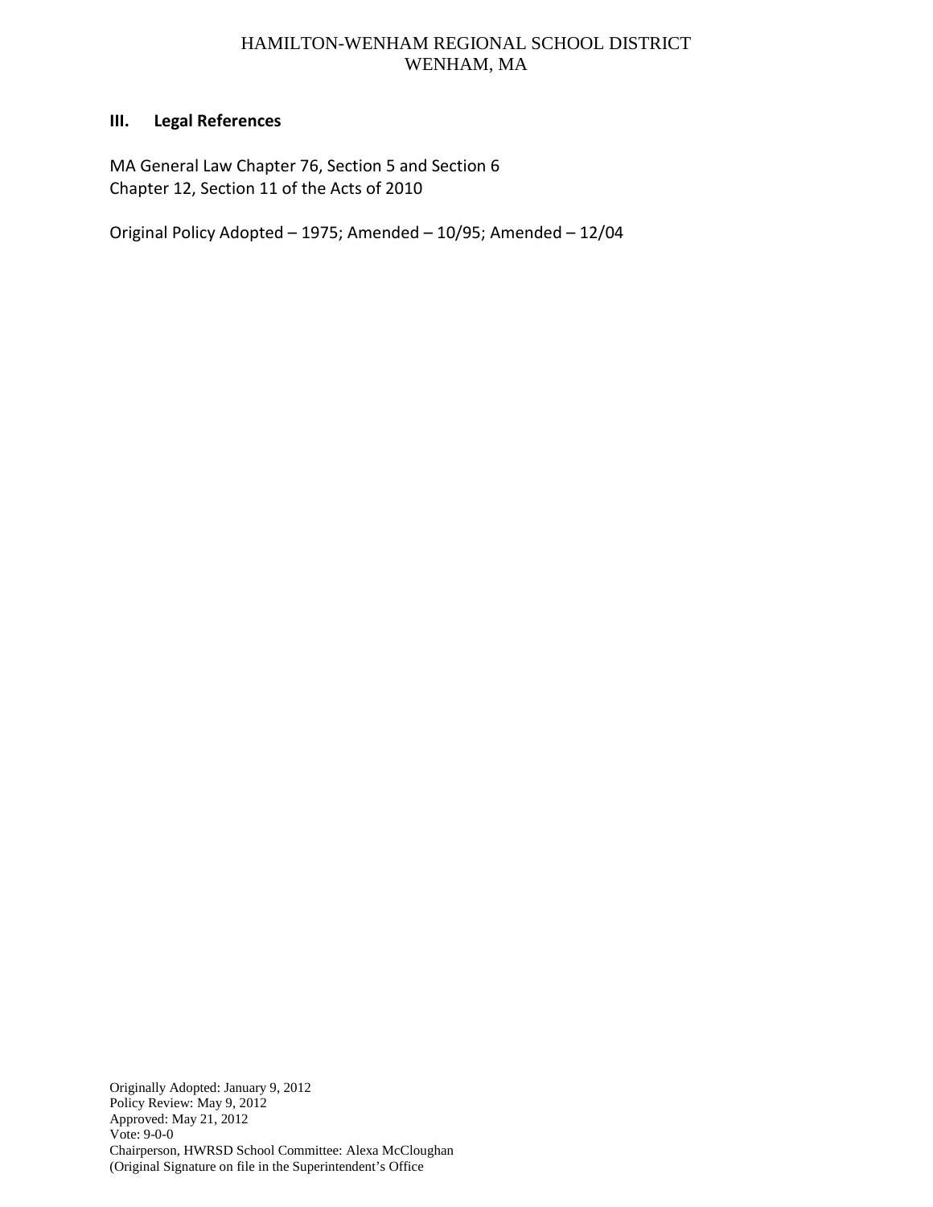## III. Legal References

MA General Law Chapter 76, Section 5 and Section 6
Chapter 12, Section 11 of the Acts of 2010

Original Policy Adopted – 1975; Amended – 10/95; Amended – 12/04

Originally Adopted: January 9, 2012
Policy Review: May 9, 2012
Approved: May 21, 2012
Vote: 9-0-0
Chairperson, HWRSD School Committee: Alexa McCloughan
(Original Signature on file in the Superintendent's Office